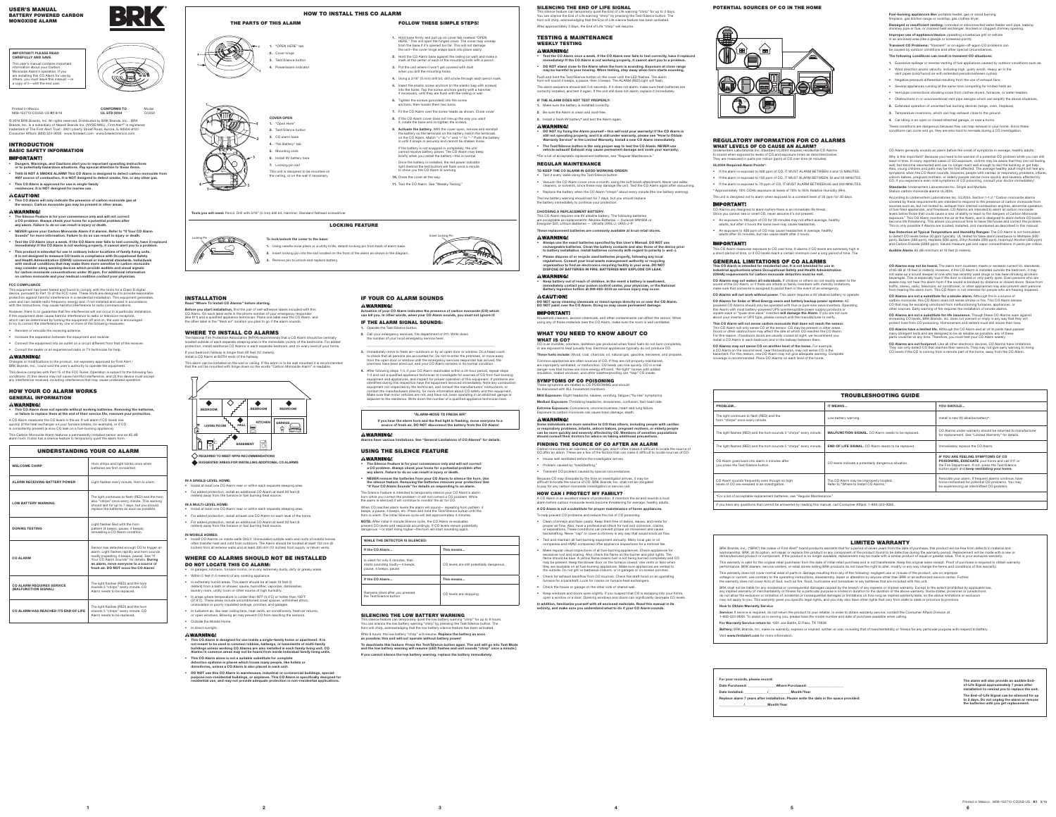#### USER'S MANUAL BATTERY POWERED CARBON MONOXIDE ALARM

### IMPORTANT! PLEASE READ CAREFULLY AND SAVE.

his user's manual contains information about your Carbon Monoxide Alarm's operation. If you are installing this CO Alarm for use by others, you must leave this manual —or a copy of it—with the end user.

Printed in Mexico<br>M08-152713-CO250-US **K1** 8/16 CONFORMS TO UL STD 2034  $CO250$ © 2016 BRK Brands, Inc. All rights reserved. Distributed by BRK Brands, Inc. • BRK Brands, Inc. is a subsidiary of Newell Brands Inc. (NYSE:NWL) · First Alert® is registered<br>trademark of The First Alert Trust · 3901 Liberty Street Road, Aurora, IL 60504-9122 ·<br>Consumer Affairs: (800) 323-9005 · www.first

- Da Dangers, Warnings, and Cautions alert you to important operating instructions or to potentially hazardous situations. Pay special attention to these items.
- THIS IS NOT A SMOKE ALARM! This CO Alarm is designed to detect carbon monoxide from ANY source of combustion. It is NOT designed to detect smoke, fire, or any other gas.
- This CO Alarm is approved for use in single-family residences. It is NOT designed for marine use.
- **ACAUTION!**

# Model



#### INTRODUCTION BASIC SAFETY INFORMATION

#### **IMPORTANT!**

#### • This CO Alarm will only indicate the presence of carbon monoxide gas at

- the sensor. Carbon monoxide gas may be present in other areas **AWARNING!**
- The Silence Feature is for your convenience only and will not correct
- a CO problem. Always check your home for a potential problem after any alarm. Failure to do so can result in injury or death. • NEVER ignore your Carbon Monoxide Alarm if it alarms. Refer to "If Your CO Alarm
- ation. Failure to do so can result in injury or dea
- Test the CO Alarm once a week. If the CO Alarm ever fails to test correctly, have it replaced immediately! If the CO Alarm is not working properly, it cannot alert you to a problem. • This product is intended for use in ordinary indoor locations of family living units.
- It is not designed to measure CO levels in compliance with Occupational Safety<br>and Health Administration (OSHA) commercial or industrial standards. Individuals<br>with medical conditions that may make them more sensitive to c

GENERAL INFORMATION **AWARNING!** 

A CO Alarm measures the CO levels in the air. It will alarm if CO levels quickly (if the heat exchanger on your furnace breaks, for example), or if CO is consistently present (a slow CO leak on a fuel-burning appliance).

#### FCC COMPLIANCE

This equipment has been tested and found to comply with the limits for a Class B digital<br>device, pursuant to Part 15 of the FCC rules. These limits are designed to provide reasonable<br>protection against harmful interference However, there is no guarantee that the interference will not occur in a particular installation. If this equipment does cause harmful interference to radio or television reception,<br>which can be determined by turning the equipment off and on, the user is encouraged<br>to try to correct the interference by one or more of t

This silence feature can temporarily quiet the End of Life warning "chirp" for up to 2 days.<br>You can silence the End of Life warning "chirp" by pressing the Test/Silence button. The<br>horn will chirp, acknowledging that the After approximately 2 days, the End of Life "chirp" will resume.

- Reorient or relocate the receiving antenna.
- Increase the separation between the equipment and receiver. • Connect the equipment into an outlet on a circuit different from that of the receiver.
- Consult the dealer or an experienced radio or TV technician for help.

#### **AWARNING!**

### ● DO NOT try fixing the Alarm yourself – this will void your warranty! If the CO Alarm is<br>still not operating properly, and it is still under warranty, please see "How to Obtain<br>Warranty Service" in the Limited Warranty. • The Test/Silence button is the only proper way to test the CO Alarm. NEVER use vehicle exhaust! Exhaust may cause permanent damage and voids your warranty. \*For a list of acceptable replacement batteries, see "Regular Maintenance."

- Changes or modifications to the product, not expressly approved by First Alert / BRK Brands, Inc., could void the user's authority to operate the equipment.
- This device complies with Part 15 of the FCC Rules. Operation is subject to the following two conditions: (1) this device may not cause harmful interference, and (2) this device must accept any interference received, including interference that may cause undesired operation.

## HOW YOUR CO ALARM WORKS

## • This CO Alarm does not operate without working batteries. Removing the batteries, or failure to replace them at the end of their service life, removes your protection.

• Always use the exact batteries specified by this User's Manual. DO NOT use rechargeable batteries. Clean the battery contacts and also those of the device prior to battery installation. Install batteries correctly with regard to polarity (+ and -). • Please dispose of or recycle used batteries properly, following any local<br>regulations. Consult your local waste management authority or recycling<br>organization to find an electronics recycling facility in your area. DO NO

- Keep battery out of reach of children. In the event a battery is swallowed,<br>immediately contact your poison control center, your physician, or the National<br>Battery Ingestion hotline at 202-625-3333 as serious injury may

This Carbon Monoxide Alarm features a permanently installed sensor and an 85 dB alarm horn. It also has a silence feature to temporarily quiet the alarm horn.

DO NOT spray cleaning chemicals or insect sprays directly on or near the CO Alarm. DO NOT paint over the CO Alarm. Doing so may cause permanent damage. **IMPORTANT!** 

## Household cleaners, aerosol chemicals, and other contaminants can affect the sensor. When<br>using any of these materials near the CO Alarm, make sure the room is well ventilated.

manece are crien cearece or clorin may are not properly mamame.<br>Iv ventilated, or malfunction, CO levels can rise quickly. CO is a rea danger now that homes are more energy efficient. "Air-tight" homes with added insulation, sealed windows, and other weatherproofing can "trap" CO inside.

#### **SYMPTOMS OF CO POISONING**<br>These symptoms are related to CO POISONING and should These symptoms are related to CO POISONING and should be discussed with ALL household members.

Mild Exposure: Slight headache, nausea, vomiting, fatigue ("flu-like" symptoms). Medium Exposure: Throbbing headache, drowsiness, confusion, fast heart rate. **Extreme Exposure:** Convulsions, unconsciousness, heart and lung failure.<br>Exposure to carbon monoxide can cause brain damage, death.

| UNDERSTANDING YOUR CO ALARM                       |                                                                                                                                                                                                                                                                          |
|---------------------------------------------------|--------------------------------------------------------------------------------------------------------------------------------------------------------------------------------------------------------------------------------------------------------------------------|
| <b>WELCOME CHIRP</b>                              | Horn chirps and light blinks once when<br>batteries are first connected.                                                                                                                                                                                                 |
| <b>ALARM RECEIVING BATTERY POWER</b>              | Light flashes every minute. Horn is silent.                                                                                                                                                                                                                              |
| <b>LOW BATTERY WARNING</b>                        | The light continues to flash (RED) and the horn<br>also "chirps" once every minute. This warning<br>should last for up to 7 days, but you should<br>replace the batteries as soon as possible.                                                                           |
| <b>DURING TESTING</b>                             | Light flashes Red with the horn<br>pattern (4 beeps, pause, 4 beeps),<br>simulating a CO Alarm condition.                                                                                                                                                                |
| CO ALARM                                          | Sensor has detected enough CO to trigger an<br>alarm. Light flashes rapidly and horn sounds<br>loudly (repeating 4 beeps, pause). See "If<br>Your CO Alarm Sounds" for details. During<br>an alarm, move everyone to a source of<br>fresh air. DO NOT move the CO Alarm! |
| CO ALARM REQUIRES SERVICE<br>(MALFUNCTION SIGNAL) | The light flashes (RED) and the horn<br>sounds 3 "chirps" every minute. CO<br>Alarm needs to be replaced.                                                                                                                                                                |
| CO ALARM HAS REACHED ITS END OF LIFE              | The light flashes (RED) and the horn<br>sounds 5 "chirps" every minute. CO<br>Alarm needs to be replaced.                                                                                                                                                                |

#### Some individuals are more sensitive to CO than others, including people with cardiac or respiratory problems, infants, unborn babies, pregnant mothers, or elderly people<br>can be more quickly and severely affected by CO. Members of sensitive populations<br>should consult their doctors for advice on taking addit

**FINDING THE SOURCE OF CO AFTER AN ALARM**<br>Carbon monoxide is an odorless, invisible gas, which often makes it difficult to locate the source o Carbon monoxide is an odorless, invisible gas, which often makes it difficult to locate the source of CO after an alarm. These are a few of the factors that can make it difficult to locate sources of CO:

SILENCING THE END OF LIFE SIGNAL

### TESTING & MAINTENANCE WEEKLY TESTING

## **AWARNING!**

• Test the CO Alarm once a week. If the CO Alarm ever fails to test correctly, have it replaced immediately! If the CO Alarm is not working properly, it cannot alert you to a problem. • DO NOT stand close to the Alarm when the horn is sounding. Exposure at close range

they are available on all fuel-burning appliances. Make sure appliances are vented to the outside. Do not grill or barbecue indoors, or in garages or on screen porches. • Check for exhaust backflow from CO sources. Check the draft hood on an operating furnace for a backdraft. Look for cracks on furnace heat exchangers

may be harmful to your hearing. When testing, step away when horn starts sounding.

#### ectly installed, and test it again. If the unit still does not alarm, replace it imme

- IF THE ALARM DOES NOT TEST PROPERLY 1. Make sure the battery is installed correctly
	- 2. Be sure the Alarm is clean and dust-free. 3. Install a fresh 9V battery\* and test the Alarm again.
	- **AWARNING!**
	-

Push and hold the Test/Silence button on the cover until the LED flashes. The alarm horn will sound 4 beeps, a pause, then 4 beeps. The ALARM (RED) light will flash. The alarm sequence should last 5-6 seconds. If it does not alarm, make sure fresh batteries are

These conditions are dangerous because they can trap exhaust in your home. Since these conditions can come and go, they are also hard to recreate during a CO investigation.

#### REGULAR MAINTENANCE

• Vacuum the CO Alarm cover once a month, using the soft brush attachment. Never use water, cleaners, or solvents, since these may damage the unit. Test the CO Alarm again after vacuuming. • Replace the battery when the CO Alarm "chirps" about every minute (the low battery warning).

This CO Alarm requires one 9V alkaline battery. The following batteries<br>are acceptable as replacements: Alkaline Batteries — Duracell MN1604 or<br>Energizer 522; Lithium Batteries — Ultralife U9VL-J, U9VL-J-P.

- TO KEEP THE CO ALARM IN GOOD WORKING ORDER: Test it every week using the Test/Silence button
- 
- The low battery warning should last for 7 days, but you should replace the battery immediately to continue your protection.

## CHOOSING A REPLACEMENT BATTERY:

**AWARNING!** 

- - **AWARNING!**

## **ACAUTION!**

These replacement batteries are commonly available at local retail stores.

According to Underwriters Laboratories Inc. UL2034, Section 1-1.2: "Carbon monoxide alarms<br>covered by these requirements are intended to respond to the presence of carbon monoxide from<br>sources such as, but not limited to, **Gas Detection at Typical Temperature and Humidity Ranges:** The CO Alarm is not formulated<br>to detect CO levels below 30 ppm typically. UL tested for false alarm resistance to Methane (500<br>ppm), Butane (300 ppm), Heptane (5 Audible Alarm: 85 dB minimum at 10 feet (3 meters).

### GENERAL LIMITATIONS OF CO ALARMS This CO Alarm is intended for residential use. It is not intended for use in<br>industrial applications where Occupational Safety and Health Administration<br>(OSHA) requirements for carbon monoxide detectors must be met.

**CO Alarms may not be heard.** The alarm horn loudness meets or exceeds current UL standards<br>of 85 dB at 10 feet (3 meters). However, if the CO Alarm is installed outside the bedroom, it may<br>not wake up a sound sleeper or o

WHAT YOU NEED TO KNOW ABOUT CO

### WHAT IS CO?

Common appliances are often sources of CO. If they are not properly maintained

CO is an invisible, odorless, tasteless gas produced when fossil fuels do not burn completely, or are exposed to heat (usually fire). Electrical appliances typically do not produce CO. These fuels include: Wood, coal, charcoal, oil, natural gas, gasoline, kerosene, and propane.

• House well ventilated before the investigator arrives.

• Transient CO problem caused by special circumstan

Because CO may dissipate by the time an investigator arrives, it may be<br>difficult to locate the source of CO. BRK Brands, Inc. shall not be obligated<br>to pay for any carbon monoxide investigation or service call.

• Problem caused by "backdrafting."

**AWARNING!** 

open a window or a door. Ope

 $\begin{array}{ccccc} & & 2 & & \ & & 3 & & \ & & 4 & & \ & & & 5 & & \ \end{array}$ 

### HOW CAN I PROTECT MY FAMILY?

A CO Alarm is an excellent means of protection. It monitors the air and sounds a loud alarm before carbon monoxide levels become threatening for average, healthy adults. A CO Alarm is not a substitute for proper maintenance of home appliances. To help prevent CO problems and reduce the risk of CO poisoning:

• Clean chimneys and flues yearly. Keep them free of debris, leaves, and nests for proper air flow. Also, have a professional check for rust and corrosion, cracks, or separations. These conditions can prevent proper air movement and cause

backdrafting. Never "cap" or cover a chimney in any way that would block air flow. • Test and maintain all fuel-burning equipment annually. Many local gas or oil companies and HVAC companies offer appliance inspections for a nominal fee.

• Make regular visual inspections of all fuel-burning appliances. Check appliances for<br>excessive rust and scaling. Also check the flame on the burner and pilot lights. The<br>flame should be blue. A yellow flame means fuel is

Service: If service is required, do not return the product to your retailer. In order to obtain warranty service, contact the Consumer Affairs Division at 1-800-323-9005. To assist us in serving you, please have the model number and date of purchase available when calling.

• Check the house or garage on the other side of shared wall.

• Keep windows and doors open slightly. If you suspect that CO is escaping into your home,

Battery: BRK Brands, Inc. make no warranty, express or implied, written or oral, including that of merchantability or fitness for any particular purpose with respect to battery. Visit www.firstalert.com for more information.

Date Purchased: \_\_\_\_\_\_\_\_\_\_\_\_\_\_\_Where Purchased: Date Installed: \_\_\_\_\_\_\_\_\_\_\_\_/\_\_\_\_\_\_\_\_\_\_\_\_Month/Year Replace alarm 7 years after installation. Please write the date in the space provided:

In addition, familiarize yourself with all enclosed materials. Read this manual in its entirety, and make sure you understand what to do if your CO Alarm sounds.

POTENTIAL SOURCES OF CO IN THE HOME



10. Close the cover all the way. 11. Test the CO Alarm. See "Weekly Testing."

- Improper use of appliance/device: operating a barbecue grill or vehicle sed area (like a garage or screened porch).
- **Transient CO Problems:** "transient" or on-again-off-again CO problems can<br>be caused by outdoor conditions and other special circumstances.
- The following conditions can result in transient CO situations:
- 1. Excessive spillage or reverse venting of fuel appliances caused by outdoor conditions such as:
- Wind direction and/or velocity, including high, gusty winds. Heavy air in the vent pipes (cold/humid air with extended periods between cycles).
- Negative pressure differential resulting from the use of exhaust fans. • Several appliances running at the same time competing for limited fresh air.
- Vent pipe connections vibrating loose from clothes dryers, furnaces, or water heaters.
- Obstructions in or unconventional vent pipe designs which can amplify the above situations.
- 2. Extended operation of unvented fuel burning devices (range, oven, fireplace).
- 3. Temperature inversions, which can trap exhaust close to the ground.
- 4. Car idling in an open or closed attached garage, or near a home.

#### REGULATORY INFORMATION FOR CO ALARMS WHAT LEVELS OF CO CAUSE AN ALARM?

Underwriters Laboratories Inc. Standard UL2034 requires residential CO Alarms to sound when exposed to levels of CO and exposure times as described below. They are measured in parts per million (ppm) of CO over time (in minutes).

UL2034 Required Alarm Points\*: • If the alarm is exposed to 400 ppm of CO, IT MUST ALARM BETWEEN 4 and 15 MINUTES.

• If the alarm is exposed to 150 ppm of CO, IT MUST ALARM BETWEEN 10 and 50 MINUTES.

• If the alarm is exposed to 70 ppm of CO, IT MUST ALARM BETWEEN 60 and 240 MINUTES. \* Approximately 10% COHb exposure at levels of 10% to 95% Relative Humidity (RH). The unit is designed not to alarm when exposed to a constant level of 30 ppm for 30 days.

#### **IMPORTANT!**

Da CO Alarms are designed to alarm before there is an immediate life threat. Since you cannot see or smell CO, never assume it's not present.

• An exposure to 100 ppm of CO for 20 minutes may not affect average, healthy adults, but after 4 hours the same level may cause headaches. • An exposure to 400 ppm of CO may cause headaches in average, healthy adults after 35 minutes, but can cause death after 2 hours.

#### **IMPORTANT!**

.<br>This CO Alarm measures exposure to CO over time. It alarms if CO levels are extremely high in<br>a short period of time, or if CO levels reach a certain minimum over a long period of time. The

#### IF YOUR CO ALARM SOUNDS **AWARNING!**

CO Alarm generally sounds an alarm before the onset of symptoms in average, healthy adults. Why is this important? Because you need to be warned of a potential CO problem while you can still react in time. In many reported cases of CO exposure, victims may be aware that they are not feeling<br>well, but become disoriented and can no longer react well enough to exit the building or get help.<br>Also, young children a unborn babies, pregnant mothers, or elderly people can be more quickly and severely affected by CO. If you experience even mild symptoms of CO poisoning, consult your doctor immediately! Standards: Underwriters Laboratories Inc. Single and Multiple

Station carbon monoxide alarms UL2034.

#### USING THE SILENCE FEATURE **AWARNING!**

This silence feature can temporarily quiet the low battery warning "chirp" for up to 8 hours.<br>You can silence the low battery warning "chirp" by pressing the Test/Silence button. The<br>horn will chirp, acknowledging that the After 8 hours, the low battery "chirp" will resume. Replace the battery as soon as possible; this unit will not operate without battery power! To deactivate this feature: Press the Test/Silence button again. The unit will go into Test Mode and the low battery warning will resume (LED flashes and unit sounds "chirp" once a minute.) If you cannot silence the low battery warning, replace the battery immediately.

CO Alarms may not waken all individuals. If children or others do not readily waken to the ound of the CO Alarm, or if there are infants or family members with mobility limit make sure that someone is assigned to assist them in the event of an emergency. CO Alarms will not work without power. This alarm requires a 9V alkaline battery to operate.

CO Alarms for Solar or Wind Energy users and battery backup power systems: AC<br>powered CO Alarms should only be operated with true or pure sine wave inverters. Operating powered CO Alarms should only be operated with true or pure sine wave inverters. Operating<br>this Alarm with most battery-powered UPS (uninterruptible power supply) products or<br>square wave or "quasi sine wave" inverters **wil** This CO Alarm will only sense carbon monoxide that does not reach the sensor.<br>This CO Alarm will only sense CO at the sensor. CO may be present in other areas.<br>Doors or other obstructions may affect the rate at which CO re

**CO Alarms may not sense CO on another level of the home.** For example,<br>a CO Alarm on the second level, near the bedrooms, may not sense CO in the<br>basement. For this reason, one CO Alarm may not give adequate warning. Comp

**Fuel-burning appliances like:** portable heater, gas or wood burning<br>fireplace, gas kitchen range or cooktop, gas clothes dryer.

**Damaged or insufficient venting:** corroded or disconnected water heater vent pipe, leaking<br>chimney pipe or flue, or cracked heat exchanger, blocked or clogged chimney opening.

CO Alarms are not a substitute for a smoke alarm. Although fire is a source of carbon monoxide, this CO Alarm does not sense smoke or fire. This CO Alarm senses<br>CO that may be escaping unnoticed from malfunctioning furnaces, appliances, or<br>other sources. Early warning of fire requires the installatio CO Alarms are not a substitute for life insurance. Though these CO Alarms warn against

easing CO levels, BRK Brands, Inc. does not warrant or imply in any way that they will protect lives from CO poisoning. Homeowners and renters must still insure their lives. CO Alarms have a limited life. Although the CO Alarm and all of its parts have passed<br>many stringent tests and are designed to be as reliable as possible, any of these

many stringent tests and are designed to be as reliable as possible, any of these parts could fail at any time. Therefore, you must test your CO Alarm weekly.

**CO Alarms are not foolproof.** Like all other electronic devices, CO Alarms have limitations.<br>They can only detect CO that reaches their sensors. They may not give early warning to rising<br>CO levels if the CO is coming from

| <b>TROUBLESHOOTING GUIDE</b>                                                                     |                                                                                   |                                                                                                                                                                                            |  |
|--------------------------------------------------------------------------------------------------|-----------------------------------------------------------------------------------|--------------------------------------------------------------------------------------------------------------------------------------------------------------------------------------------|--|
| PROBLEM                                                                                          | IT MEANS                                                                          | YOU SHOULD                                                                                                                                                                                 |  |
| The light continues to flash (RED) and the<br>horn "chirps" once every minute.                   | Low battery warning.                                                              | Install a new 9V alkaline battery*.                                                                                                                                                        |  |
| The light flashes (RED) and the horn sounds 3 "chirps" every minute.                             | <b>MALFUNCTION SIGNAL.</b> CO Alarm needs to be replaced.                         | CO Alarms under warranty should be returned to manufacturer<br>for replacement. See "Limited Warranty" for details.                                                                        |  |
| The light flashes (RED) and the horn sounds 5 "chirps" every minute.                             | <b>END OF LIFE SIGNAL.</b> CO Alarm needs to be replaced.                         | Immediately replace the CO Alarm.                                                                                                                                                          |  |
| CO Alarm goes back into alarm 4 minutes after<br>you press the Test/Silence button.              | CO levels indicate a potentially dangerous situation.                             | IF YOU ARE FEELING SYMPTOMS OF CO.<br>POISONING, EVACUATE your home and call 911 or<br>the Fire Department. If not, press the Test/Silence<br>button again and keep ventilating your home. |  |
| CO Alarm sounds frequently even though no high<br>levels of CO are revealed in an investigation. | The CO Alarm may be improperly located.<br>Refer to "Where to Install CO Alarms." | Relocate your alarm. If frequent alarms continue, have<br>home rechecked for potential CO problems. You may<br>be experiencing an intermittent CO problem.                                 |  |
| *For a list of acceptable replacement batteries, see "Regular Maintenance."                      |                                                                                   |                                                                                                                                                                                            |  |

If you have any questions that cannot be answered by reading this manual, call Consumer Affairs: 1-800-323-9005.

#### LIMITED WARRANTY

BRK Brands, Inc., ("BRK") the maker of First Alert® brand products warrants that for a period of seven years from the date of purchase, this product will be free from defects in material and<br>workmanship. BRK, at its optio This warranty is valid for the original retail purchaser from the date of initial retail purchase and is not transferable. Keep the original sales receipt. Proof of purchase is required to obtain warranty performance. BRK dealers, service centers, or retail stores selling BRK products do not have the right to alter, modify or any way change the terms and conditions of this warranty

This warranty does not cover normal wear of parts or damage resulting from any of the following: negligent use or misuse of the product, use on improper<br>voltage or current, use contrary to the operating instructions, disas

BRK shall not be liable for any incidental or consequential damages caused by the breach of any express or implied warranty. Except to the extent prohibited by applicable law, any implied warranty of merchantability or fitness for a particular purpose is limited in duration to the duration of the above warranty. Some states, provinces or jurisdictions<br>do not allow the exclusion or limitation of

#### How to Obtain Warranty Service

For Warranty Service return to: 1301 Joe Battle, El Paso, TX 79936

For your records, please record:

\_\_\_\_\_\_\_\_\_\_\_\_\_/\_\_\_\_\_\_\_\_\_\_\_\_Month/Year

#### The alarm will also provide an audible Endof-Life Signal approximately 7 years after installation to remind you to replace the unit. The End-of-Life Signal can be silenced for up to 2 days. Do not unplug the alarm or  $\epsilon$ the batteries until you get replacement.

1. "OPEN HERE" tab 2. Cover hinge 3. Test/Silence button 4. Power/alarm indicator

- HOW TO INSTALL THIS CO ALARM
- THE PARTS OF THIS ALARM THE STEPS!
	- 1. Hold base firmly and pull up on cover tab marked "OPEN<br>HERE." This will open the hinged cover. The cover may unsnap<br>from the base if it's opened too far. This will not damage<br>the unit—the cover hinge snaps back into pla
	- 2. Hold the CO Alarm base against the ceiling (or wall) and make a mark at the center of each of the mounting slots with a pencil.
	-
	- 3. Put the unit where it won't get covered with dust when you drill the mounting holes.
	- 4. Using a 3/16" (5 mm) drill bit, drill a hole through each pencil mark. **5.** Insert the plastic screw anchors (in the plastic bag with screws) into the holes. Tap the screw anchors gently with a hammer, if necessary, until they are flush with the ceiling or wall.
	- 6. Tighten the screws (provided) into the screw anchors, then loosen them two turns.
	- 7. Fit the CO Alarm over the screw heads as shown. Close cover
	- 8. If the CO Alarm cover does not line up the way you want it, rotate the base and re-tighten the screw
	- **9. Activate the battery.** With the cover open, remove and reinstall the battery so the terminals on the CO Alarm. Match "+" to "+" and "+" to "+" and the battery in until it snaps in securely and cannot be shaken loose
	- If the battery is not snapped in completely, the unit cannot receive battery power. The CO Alarm may beep briefly when you install the battery—this is normal. Once the battery is installed, the red power indicator light (behind the test button) will flash once a minute to show you the CO Alarm is working.

COVER OPEN . "Open Here" Test/Silence butto 3. CO alarm base 4. "No Battery" tab 5. Mounting slots 6. Install 9V battery here 7. Locking pin slot This unit is designed to be mounted on the ceiling, or on the wall if necessary.

Tools you will need: Pencil, Drill with 3/16" (5 mm) drill bit, Hammer, Standard flathead screwdriver

#### LOCKING FEATURE



3. Remove pin to unlock and replace battery.

Insert Locking Pin

INSTALLATION



 $\sqrt{\frac{1}{\ln 1}}$  To lock/unlock the cover to the base:



Read "Where To Install CO Alarms" before starting.

WHERE TO INSTALL CO ALARMS

If your bedroom hallway is longer than 40 feet (12 meters), install a CO Alarm at BOTH ends of the hallway.

◇

SUGGESTED AREAS FOR INSTALLING ADDITIONAL CO ALARMS

This alarm can be installed on the wall or ceiling. If the alarm is to be wall mounted it is recommended that the unit be mounted with hinge down so the words "Carbon Monoxide Alarm" is readable.

**GARAGE**

 $\blacklozenge$ 

ely dusty, dirty or greasy areas,

1. Using needle-nose pliers or a utility knife, detach locking pin from back of alarm base 2. Insert locking pin into the slot located on the front of the alarm as shown in the diagram

**BEDROOM BEDROOM**

**LIVING ROOM HALL KITCHEN**

**C** REQUIRED TO MEET NFPA RECOMMENDATION

**BASEMENT**

**BEDROOM**

 $\blacklozenge$ 

**Before you start installation,** find the pair of self-adhesive labels included with this<br>CO Alarm. On each label write in the phone number of your emergency responder<br>(like 911) and a qualified appliance technician. Place

The National Fire Protection Association (NFPA) recommends that a CO Alarm should be centrally<br>located outside of each separate sleeping area in the immediate vicinity of the bedrooms. For added<br>protection, install additio

IN A SINGLE-LEVEL HOME:

• Install at least one CO Alarm near or within each separate sleeping area. • For added protection, install an additional CO Alarm at least 20 feet (6 meters) away from the furnace or fuel burning heat source.

IN A MULTI-LEVEL HOME:

• Install at least one CO Alarm near or within each separate sleeping area. • For added protection, install at least one CO Alarm on each level of the home. • For added protection, install an additional CO Alarm at least 20 feet (6 meters) away from the furnace or fuel burning heat source.

IN MOBILE HOMES:

• Install CO Alarms on inside walls ONLY. Uninsulated outside walls and roofs of mobile homes often transfer heat and cold from outdoors. The Alarm should be located at least 152 mm (6 inches) from all exterior walls and at least 305 mm (12 inches) from supply or return WHERE CO ALARMS SHOULD NOT BE INSTALLED

This CO Alarm is designed for use inside a single-family home or apartment. It is<br>not meant to be used in common lobbies, hallways, or basements of multi-family<br>buildings unless working CO Alarms are also installed in each

DO NOT LOCATE THIS CO ALARM:

• Within 5 feet (1.5 meters) of any cooking appliance.

• In extremely humid areas. This alarm should be at least 10 feet (3 meters) from a bath or shower, sauna, humidifier, vaporizer, dishwasher, laundry room, utility room or other source of high humidity. • In areas where temperature is colder than 40˚F (4.4˚C) or hotter than 100˚F (37.8˚C). These areas include unconditioned crawl spaces, unfinished attics, uninsulated or poorly insulated ceilings, porches, and garages. • In turbulent air, like near ceiling fans, heat vents, air conditioners, fresh air returns, or open windows. Blowing air may prevent CO from reaching the sensors.

• Outside the Mobile Home. • In direct sunlight.

**AWARNING!** 

• This CO Alarm alone is not a suitable substitute for complete detection systems in places which house many people, like hotels or dormitories, unless a CO Alarm is also placed in each unit.

• DO NOT use this CO Alarm in warehouses, industrial or commercial buildings, specialpurpose non-residential buildings, or airplanes. This CO Alarm is specifically designed for residential use, and may not provide adequate protection in non-residential applications. Actuation of your CO Alarm indicates the presence of carbon monoxide (CO) which can kill you. In other words, when your CO Alarm sounds, you must not ignore it!

- IF THE ALARM SIGNAL SOUNDS: rate the Test/Silence buttor
- 2. Call your emergency services, fire department or 911. Write down the number of your local emergency service here:
- \_\_\_\_\_\_\_\_\_\_\_\_\_\_\_\_\_\_\_\_\_\_\_\_\_\_\_\_\_\_\_\_\_\_\_\_\_\_\_\_\_\_\_\_\_\_\_\_\_\_\_\_\_\_\_\_\_\_\_\_\_\_\_\_\_\_\_\_ 3. Immediately move to fresh air-outdoors or by an open door or window. Do a head count to check that all persons are accounted for. Do not re-enter the premises, or move away from the open door or window until the emergen
- 4. After following steps 1-3, if your CO Alarm reactivates within a 24-hour period, repeat steps 1-3 and call a qualified appliance technician to investigate for sources of CO from fuel-burning equipment and appliances, and inspect for proper operation of this equipment. If problems are identified during this inspection have the equipment serviced immediately. Note any combustion equipment not inspected by the technician, and consult the manufacturers' instructions, or ntact the manufacturers directly, for more information about CO safety and this equipmen Make sure that motor vehicles are not, and have not, been operating in an attached garage or adjacent to the residence. Write down the number of a qualified appliance technician here:

\_\_\_\_\_\_\_\_\_\_\_\_\_\_\_\_\_\_\_\_\_\_\_\_\_\_\_\_\_\_\_\_\_\_\_\_\_\_\_\_\_\_\_\_\_\_\_\_\_\_\_\_\_\_\_\_\_\_\_\_\_\_\_\_\_\_\_\_

#### **AWARNING!**

### tations. See "General Limitations of CO Alarms" for details

"ALARM-MOVE TO FRESH AIR" If you hear the alarm horn and the Red light is flashing, move everyone to a source of fresh air. DO NOT disconnect the battery from the CO Alarm!

- The Silence Feature is for your convenience only and will not correct a CO problem. Always check your home for a potential problem after any alarm. Failure to do so can result in injury or death.
- NEVER remove the batteries from your CO Alarm to silence the horn. Use the silence feature. Removing the batteries removes your protection! See "If Your CO Alarm Sounds" for details on responding to an alarm. The Silence Feature is intended to temporarily silence your CO Alarm's alarm
- horn while you correct the problem—it will not correct a CO problem. While the alarm is silenced it will continue to monitor the air for CO. When CO reaches alarm levels the alarm will sound— repeating horn pattern: 4
- beeps, a pause, 4 beeps, etc. Press and hold the Test/Silence button until the horn is silent. The initial Silence cycle will last approximately 4 minutes. NOTE: After initial 4-minute Silence cycle, the CO Alarm re-evaluates
- present CO levels and responds accordingly. If CO levels remain potentially dangerous —or start rising higher—the horn will start sounding again.

#### WHILE THE DETECTOR IS SILENCED:

| If the CO Alarm                                                                                | This means                                 |
|------------------------------------------------------------------------------------------------|--------------------------------------------|
| Is silent for only 4 minutes, then<br>starts sounding loudly-4 beeps,<br>pause, 4 beeps, pause | CO levels are still potentially dangerous. |
| If the CO Alarm                                                                                | This means                                 |
| Remains silent after you pressed<br>the Test/Silence button                                    | CO levels are dropping.                    |

#### SILENCING THE LOW BATTERY WARNING